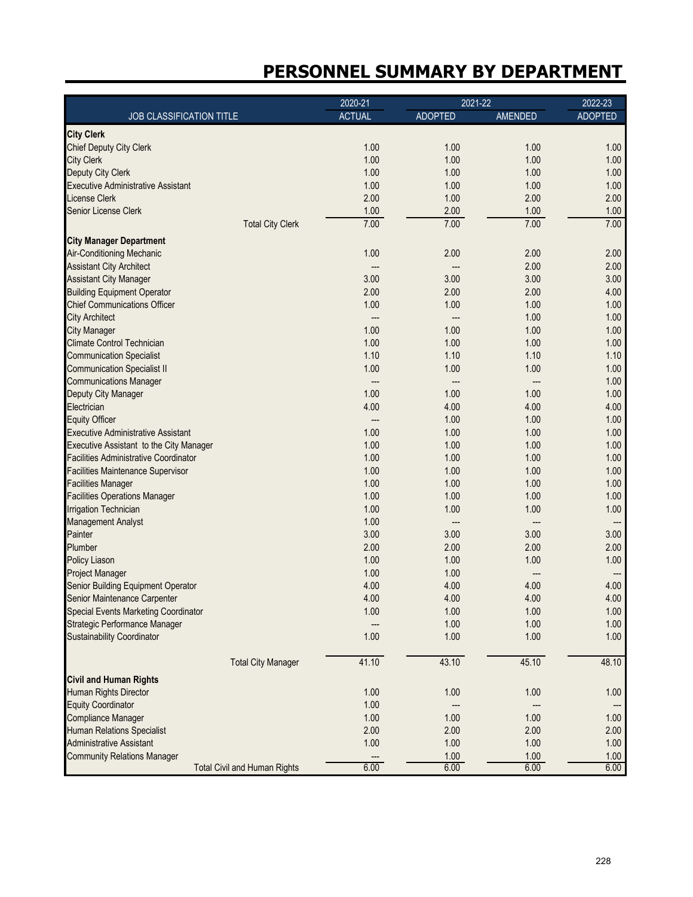# PERSONNEL SUMMARY BY DEPARTMENT

| JOB CLASSIFICATION TITLE | 2020-21 ACTUAL | 2021-22 ADOPTED | 2021-22 AMENDED | 2022-23 ADOPTED |
|---|---|---|---|---|
| **City Clerk** | | | | |
| Chief Deputy City Clerk | 1.00 | 1.00 | 1.00 | 1.00 |
| City Clerk | 1.00 | 1.00 | 1.00 | 1.00 |
| Deputy City Clerk | 1.00 | 1.00 | 1.00 | 1.00 |
| Executive Administrative Assistant | 1.00 | 1.00 | 1.00 | 1.00 |
| License Clerk | 2.00 | 1.00 | 2.00 | 2.00 |
| Senior License Clerk | 1.00 | 2.00 | 1.00 | 1.00 |
| Total City Clerk | 7.00 | 7.00 | 7.00 | 7.00 |
| **City Manager Department** | | | | |
| Air-Conditioning Mechanic | 1.00 | 2.00 | 2.00 | 2.00 |
| Assistant City Architect | --- | --- | 2.00 | 2.00 |
| Assistant City Manager | 3.00 | 3.00 | 3.00 | 3.00 |
| Building Equipment Operator | 2.00 | 2.00 | 2.00 | 4.00 |
| Chief Communications Officer | 1.00 | 1.00 | 1.00 | 1.00 |
| City Architect | --- | --- | 1.00 | 1.00 |
| City Manager | 1.00 | 1.00 | 1.00 | 1.00 |
| Climate Control Technician | 1.00 | 1.00 | 1.00 | 1.00 |
| Communication Specialist | 1.10 | 1.10 | 1.10 | 1.10 |
| Communication Specialist II | 1.00 | 1.00 | 1.00 | 1.00 |
| Communications Manager | --- | --- | --- | 1.00 |
| Deputy City Manager | 1.00 | 1.00 | 1.00 | 1.00 |
| Electrician | 4.00 | 4.00 | 4.00 | 4.00 |
| Equity Officer | --- | 1.00 | 1.00 | 1.00 |
| Executive Administrative Assistant | 1.00 | 1.00 | 1.00 | 1.00 |
| Executive Assistant to the City Manager | 1.00 | 1.00 | 1.00 | 1.00 |
| Facilities Administrative Coordinator | 1.00 | 1.00 | 1.00 | 1.00 |
| Facilities Maintenance Supervisor | 1.00 | 1.00 | 1.00 | 1.00 |
| Facilities Manager | 1.00 | 1.00 | 1.00 | 1.00 |
| Facilities Operations Manager | 1.00 | 1.00 | 1.00 | 1.00 |
| Irrigation Technician | 1.00 | 1.00 | 1.00 | 1.00 |
| Management Analyst | 1.00 | --- | --- | --- |
| Painter | 3.00 | 3.00 | 3.00 | 3.00 |
| Plumber | 2.00 | 2.00 | 2.00 | 2.00 |
| Policy Liason | 1.00 | 1.00 | 1.00 | 1.00 |
| Project Manager | 1.00 | 1.00 | --- | --- |
| Senior Building Equipment Operator | 4.00 | 4.00 | 4.00 | 4.00 |
| Senior Maintenance Carpenter | 4.00 | 4.00 | 4.00 | 4.00 |
| Special Events Marketing Coordinator | 1.00 | 1.00 | 1.00 | 1.00 |
| Strategic Performance Manager | --- | 1.00 | 1.00 | 1.00 |
| Sustainability Coordinator | 1.00 | 1.00 | 1.00 | 1.00 |
| Total City Manager | 41.10 | 43.10 | 45.10 | 48.10 |
| **Civil and Human Rights** | | | | |
| Human Rights Director | 1.00 | 1.00 | 1.00 | 1.00 |
| Equity Coordinator | 1.00 | --- | --- | --- |
| Compliance Manager | 1.00 | 1.00 | 1.00 | 1.00 |
| Human Relations Specialist | 2.00 | 2.00 | 2.00 | 2.00 |
| Administrative Assistant | 1.00 | 1.00 | 1.00 | 1.00 |
| Community Relations Manager | --- | 1.00 | 1.00 | 1.00 |
| Total Civil and Human Rights | 6.00 | 6.00 | 6.00 | 6.00 |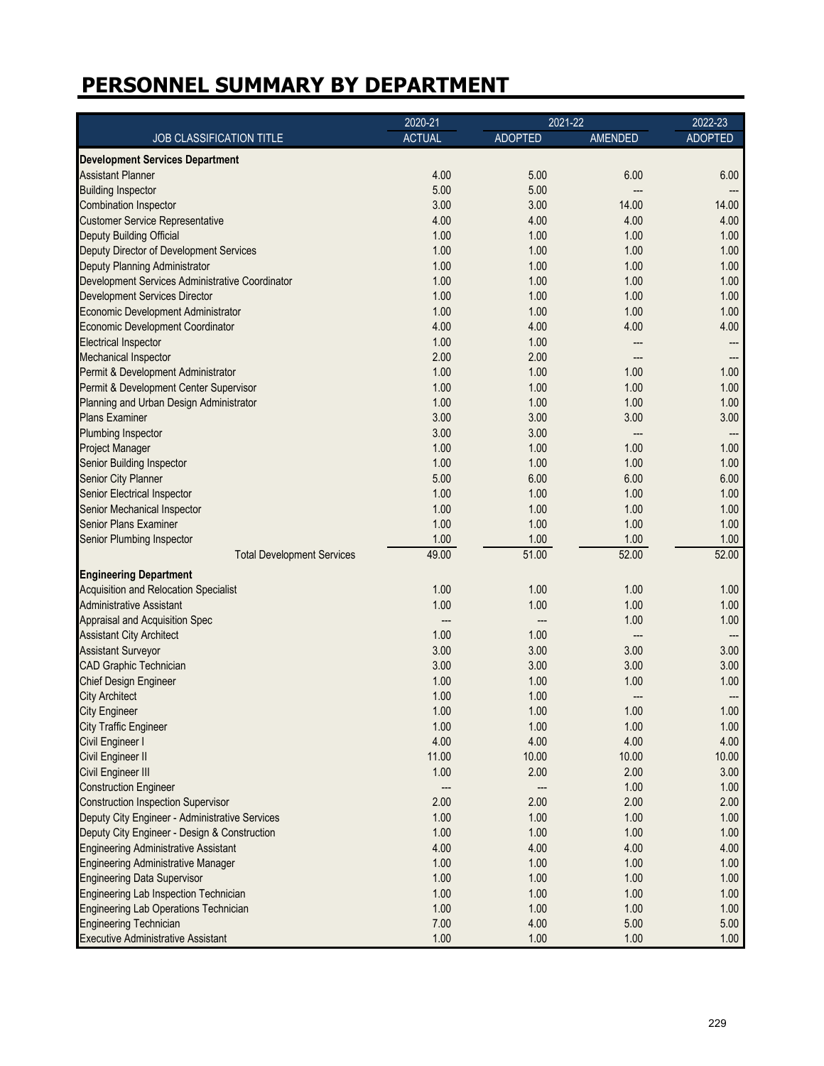# PERSONNEL SUMMARY BY DEPARTMENT

| JOB CLASSIFICATION TITLE | 2020-21 ACTUAL | 2021-22 ADOPTED | 2021-22 AMENDED | 2022-23 ADOPTED |
|---|---|---|---|---|
| **Development Services Department** | | | | |
| Assistant Planner | 4.00 | 5.00 | 6.00 | 6.00 |
| Building Inspector | 5.00 | 5.00 | --- | --- |
| Combination Inspector | 3.00 | 3.00 | 14.00 | 14.00 |
| Customer Service Representative | 4.00 | 4.00 | 4.00 | 4.00 |
| Deputy Building Official | 1.00 | 1.00 | 1.00 | 1.00 |
| Deputy Director of Development Services | 1.00 | 1.00 | 1.00 | 1.00 |
| Deputy Planning Administrator | 1.00 | 1.00 | 1.00 | 1.00 |
| Development Services Administrative Coordinator | 1.00 | 1.00 | 1.00 | 1.00 |
| Development Services Director | 1.00 | 1.00 | 1.00 | 1.00 |
| Economic Development Administrator | 1.00 | 1.00 | 1.00 | 1.00 |
| Economic Development Coordinator | 4.00 | 4.00 | 4.00 | 4.00 |
| Electrical Inspector | 1.00 | 1.00 | --- | --- |
| Mechanical Inspector | 2.00 | 2.00 | --- | --- |
| Permit & Development Administrator | 1.00 | 1.00 | 1.00 | 1.00 |
| Permit & Development Center Supervisor | 1.00 | 1.00 | 1.00 | 1.00 |
| Planning and Urban Design Administrator | 1.00 | 1.00 | 1.00 | 1.00 |
| Plans Examiner | 3.00 | 3.00 | 3.00 | 3.00 |
| Plumbing Inspector | 3.00 | 3.00 | --- | --- |
| Project Manager | 1.00 | 1.00 | 1.00 | 1.00 |
| Senior Building Inspector | 1.00 | 1.00 | 1.00 | 1.00 |
| Senior City Planner | 5.00 | 6.00 | 6.00 | 6.00 |
| Senior Electrical Inspector | 1.00 | 1.00 | 1.00 | 1.00 |
| Senior Mechanical Inspector | 1.00 | 1.00 | 1.00 | 1.00 |
| Senior Plans Examiner | 1.00 | 1.00 | 1.00 | 1.00 |
| Senior Plumbing Inspector | 1.00 | 1.00 | 1.00 | 1.00 |
| Total Development Services | 49.00 | 51.00 | 52.00 | 52.00 |
| **Engineering Department** | | | | |
| Acquisition and Relocation Specialist | 1.00 | 1.00 | 1.00 | 1.00 |
| Administrative Assistant | 1.00 | 1.00 | 1.00 | 1.00 |
| Appraisal and Acquisition Spec | --- | --- | 1.00 | 1.00 |
| Assistant City Architect | 1.00 | 1.00 | --- | --- |
| Assistant Surveyor | 3.00 | 3.00 | 3.00 | 3.00 |
| CAD Graphic Technician | 3.00 | 3.00 | 3.00 | 3.00 |
| Chief Design Engineer | 1.00 | 1.00 | 1.00 | 1.00 |
| City Architect | 1.00 | 1.00 | --- | --- |
| City Engineer | 1.00 | 1.00 | 1.00 | 1.00 |
| City Traffic Engineer | 1.00 | 1.00 | 1.00 | 1.00 |
| Civil Engineer I | 4.00 | 4.00 | 4.00 | 4.00 |
| Civil Engineer II | 11.00 | 10.00 | 10.00 | 10.00 |
| Civil Engineer III | 1.00 | 2.00 | 2.00 | 3.00 |
| Construction Engineer | --- | --- | 1.00 | 1.00 |
| Construction Inspection Supervisor | 2.00 | 2.00 | 2.00 | 2.00 |
| Deputy City Engineer - Administrative Services | 1.00 | 1.00 | 1.00 | 1.00 |
| Deputy City Engineer - Design & Construction | 1.00 | 1.00 | 1.00 | 1.00 |
| Engineering Administrative Assistant | 4.00 | 4.00 | 4.00 | 4.00 |
| Engineering Administrative Manager | 1.00 | 1.00 | 1.00 | 1.00 |
| Engineering Data Supervisor | 1.00 | 1.00 | 1.00 | 1.00 |
| Engineering Lab Inspection Technician | 1.00 | 1.00 | 1.00 | 1.00 |
| Engineering Lab Operations Technician | 1.00 | 1.00 | 1.00 | 1.00 |
| Engineering Technician | 7.00 | 4.00 | 5.00 | 5.00 |
| Executive Administrative Assistant | 1.00 | 1.00 | 1.00 | 1.00 |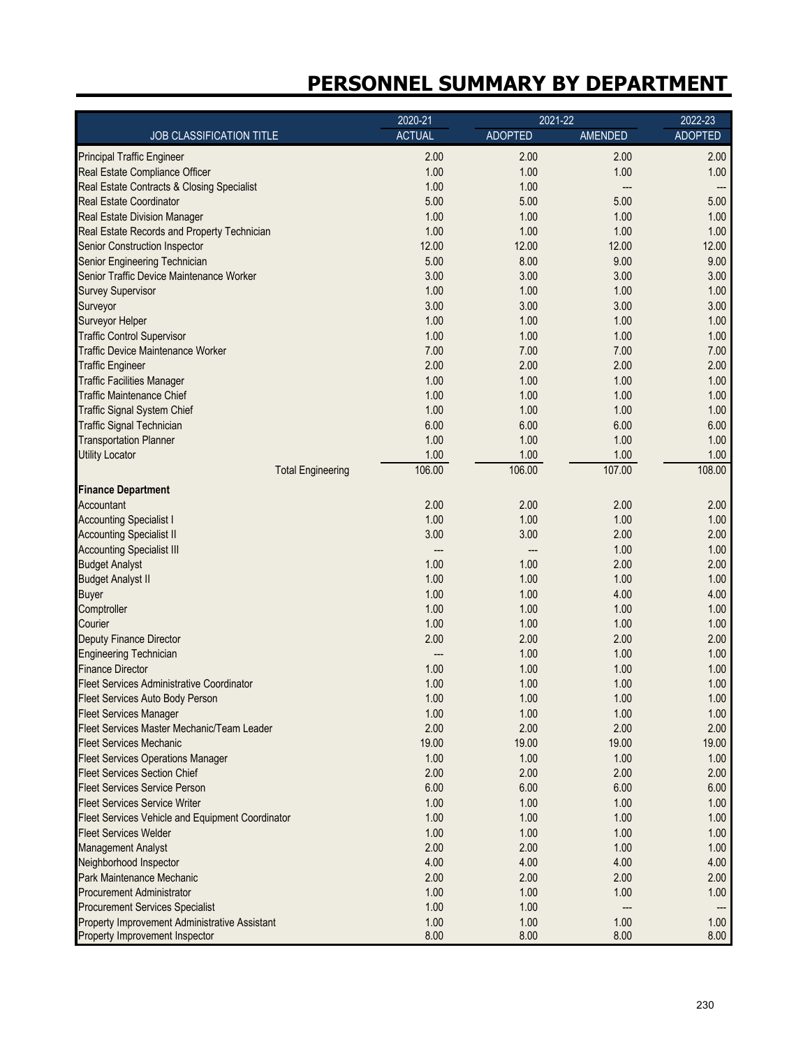# PERSONNEL SUMMARY BY DEPARTMENT

| JOB CLASSIFICATION TITLE | 2020-21 ACTUAL | 2021-22 ADOPTED | 2021-22 AMENDED | 2022-23 ADOPTED |
|---|---|---|---|---|
| Principal Traffic Engineer | 2.00 | 2.00 | 2.00 | 2.00 |
| Real Estate Compliance Officer | 1.00 | 1.00 | 1.00 | 1.00 |
| Real Estate Contracts & Closing Specialist | 1.00 | 1.00 | --- | --- |
| Real Estate Coordinator | 5.00 | 5.00 | 5.00 | 5.00 |
| Real Estate Division Manager | 1.00 | 1.00 | 1.00 | 1.00 |
| Real Estate Records and Property Technician | 1.00 | 1.00 | 1.00 | 1.00 |
| Senior Construction Inspector | 12.00 | 12.00 | 12.00 | 12.00 |
| Senior Engineering Technician | 5.00 | 8.00 | 9.00 | 9.00 |
| Senior Traffic Device Maintenance Worker | 3.00 | 3.00 | 3.00 | 3.00 |
| Survey Supervisor | 1.00 | 1.00 | 1.00 | 1.00 |
| Surveyor | 3.00 | 3.00 | 3.00 | 3.00 |
| Surveyor Helper | 1.00 | 1.00 | 1.00 | 1.00 |
| Traffic Control Supervisor | 1.00 | 1.00 | 1.00 | 1.00 |
| Traffic Device Maintenance Worker | 7.00 | 7.00 | 7.00 | 7.00 |
| Traffic Engineer | 2.00 | 2.00 | 2.00 | 2.00 |
| Traffic Facilities Manager | 1.00 | 1.00 | 1.00 | 1.00 |
| Traffic Maintenance Chief | 1.00 | 1.00 | 1.00 | 1.00 |
| Traffic Signal System Chief | 1.00 | 1.00 | 1.00 | 1.00 |
| Traffic Signal Technician | 6.00 | 6.00 | 6.00 | 6.00 |
| Transportation Planner | 1.00 | 1.00 | 1.00 | 1.00 |
| Utility Locator | 1.00 | 1.00 | 1.00 | 1.00 |
| Total Engineering | 106.00 | 106.00 | 107.00 | 108.00 |
| **Finance Department** | | | | |
| Accountant | 2.00 | 2.00 | 2.00 | 2.00 |
| Accounting Specialist I | 1.00 | 1.00 | 1.00 | 1.00 |
| Accounting Specialist II | 3.00 | 3.00 | 2.00 | 2.00 |
| Accounting Specialist III | --- | --- | 1.00 | 1.00 |
| Budget Analyst | 1.00 | 1.00 | 2.00 | 2.00 |
| Budget Analyst II | 1.00 | 1.00 | 1.00 | 1.00 |
| Buyer | 1.00 | 1.00 | 4.00 | 4.00 |
| Comptroller | 1.00 | 1.00 | 1.00 | 1.00 |
| Courier | 1.00 | 1.00 | 1.00 | 1.00 |
| Deputy Finance Director | 2.00 | 2.00 | 2.00 | 2.00 |
| Engineering Technician | --- | 1.00 | 1.00 | 1.00 |
| Finance Director | 1.00 | 1.00 | 1.00 | 1.00 |
| Fleet Services Administrative Coordinator | 1.00 | 1.00 | 1.00 | 1.00 |
| Fleet Services Auto Body Person | 1.00 | 1.00 | 1.00 | 1.00 |
| Fleet Services Manager | 1.00 | 1.00 | 1.00 | 1.00 |
| Fleet Services Master Mechanic/Team Leader | 2.00 | 2.00 | 2.00 | 2.00 |
| Fleet Services Mechanic | 19.00 | 19.00 | 19.00 | 19.00 |
| Fleet Services Operations Manager | 1.00 | 1.00 | 1.00 | 1.00 |
| Fleet Services Section Chief | 2.00 | 2.00 | 2.00 | 2.00 |
| Fleet Services Service Person | 6.00 | 6.00 | 6.00 | 6.00 |
| Fleet Services Service Writer | 1.00 | 1.00 | 1.00 | 1.00 |
| Fleet Services Vehicle and Equipment Coordinator | 1.00 | 1.00 | 1.00 | 1.00 |
| Fleet Services Welder | 1.00 | 1.00 | 1.00 | 1.00 |
| Management Analyst | 2.00 | 2.00 | 1.00 | 1.00 |
| Neighborhood Inspector | 4.00 | 4.00 | 4.00 | 4.00 |
| Park Maintenance Mechanic | 2.00 | 2.00 | 2.00 | 2.00 |
| Procurement Administrator | 1.00 | 1.00 | 1.00 | 1.00 |
| Procurement Services Specialist | 1.00 | 1.00 | --- | --- |
| Property Improvement Administrative Assistant | 1.00 | 1.00 | 1.00 | 1.00 |
| Property Improvement Inspector | 8.00 | 8.00 | 8.00 | 8.00 |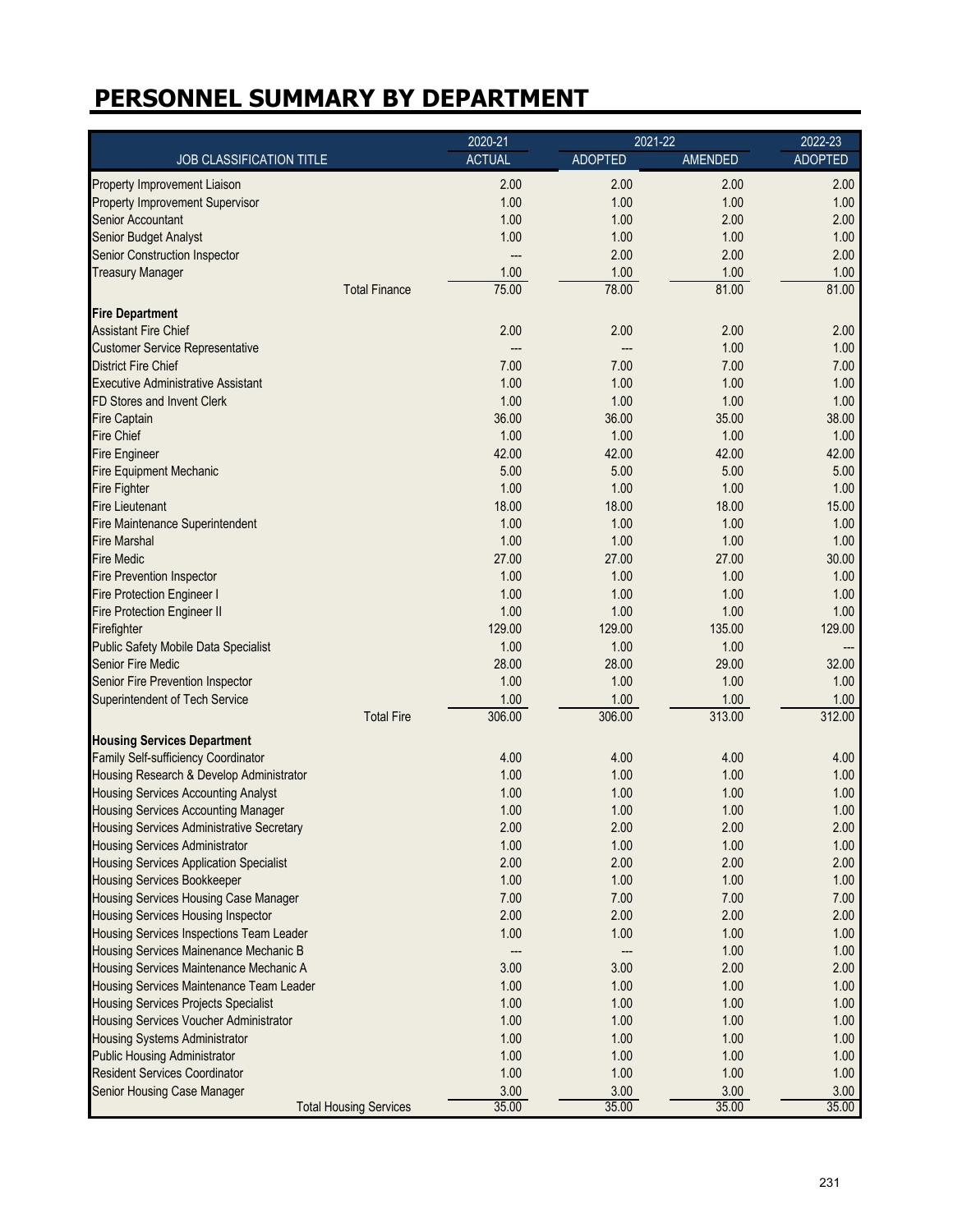# PERSONNEL SUMMARY BY DEPARTMENT

| JOB CLASSIFICATION TITLE | 2020-21 ACTUAL | 2021-22 ADOPTED | 2021-22 AMENDED | 2022-23 ADOPTED |
|---|---|---|---|---|
| Property Improvement Liaison | 2.00 | 2.00 | 2.00 | 2.00 |
| Property Improvement Supervisor | 1.00 | 1.00 | 1.00 | 1.00 |
| Senior Accountant | 1.00 | 1.00 | 2.00 | 2.00 |
| Senior Budget Analyst | 1.00 | 1.00 | 1.00 | 1.00 |
| Senior Construction Inspector | --- | 2.00 | 2.00 | 2.00 |
| Treasury Manager | 1.00 | 1.00 | 1.00 | 1.00 |
| Total Finance | 75.00 | 78.00 | 81.00 | 81.00 |
| **Fire Department** | | | | |
| Assistant Fire Chief | 2.00 | 2.00 | 2.00 | 2.00 |
| Customer Service Representative | --- | --- | 1.00 | 1.00 |
| District Fire Chief | 7.00 | 7.00 | 7.00 | 7.00 |
| Executive Administrative Assistant | 1.00 | 1.00 | 1.00 | 1.00 |
| FD Stores and Invent Clerk | 1.00 | 1.00 | 1.00 | 1.00 |
| Fire Captain | 36.00 | 36.00 | 35.00 | 38.00 |
| Fire Chief | 1.00 | 1.00 | 1.00 | 1.00 |
| Fire Engineer | 42.00 | 42.00 | 42.00 | 42.00 |
| Fire Equipment Mechanic | 5.00 | 5.00 | 5.00 | 5.00 |
| Fire Fighter | 1.00 | 1.00 | 1.00 | 1.00 |
| Fire Lieutenant | 18.00 | 18.00 | 18.00 | 15.00 |
| Fire Maintenance Superintendent | 1.00 | 1.00 | 1.00 | 1.00 |
| Fire Marshal | 1.00 | 1.00 | 1.00 | 1.00 |
| Fire Medic | 27.00 | 27.00 | 27.00 | 30.00 |
| Fire Prevention Inspector | 1.00 | 1.00 | 1.00 | 1.00 |
| Fire Protection Engineer I | 1.00 | 1.00 | 1.00 | 1.00 |
| Fire Protection Engineer II | 1.00 | 1.00 | 1.00 | 1.00 |
| Firefighter | 129.00 | 129.00 | 135.00 | 129.00 |
| Public Safety Mobile Data Specialist | 1.00 | 1.00 | 1.00 | --- |
| Senior Fire Medic | 28.00 | 28.00 | 29.00 | 32.00 |
| Senior Fire Prevention Inspector | 1.00 | 1.00 | 1.00 | 1.00 |
| Superintendent of Tech Service | 1.00 | 1.00 | 1.00 | 1.00 |
| Total Fire | 306.00 | 306.00 | 313.00 | 312.00 |
| **Housing Services Department** | | | | |
| Family Self-sufficiency Coordinator | 4.00 | 4.00 | 4.00 | 4.00 |
| Housing Research & Develop Administrator | 1.00 | 1.00 | 1.00 | 1.00 |
| Housing Services Accounting Analyst | 1.00 | 1.00 | 1.00 | 1.00 |
| Housing Services Accounting Manager | 1.00 | 1.00 | 1.00 | 1.00 |
| Housing Services Administrative Secretary | 2.00 | 2.00 | 2.00 | 2.00 |
| Housing Services Administrator | 1.00 | 1.00 | 1.00 | 1.00 |
| Housing Services Application Specialist | 2.00 | 2.00 | 2.00 | 2.00 |
| Housing Services Bookkeeper | 1.00 | 1.00 | 1.00 | 1.00 |
| Housing Services Housing Case Manager | 7.00 | 7.00 | 7.00 | 7.00 |
| Housing Services Housing Inspector | 2.00 | 2.00 | 2.00 | 2.00 |
| Housing Services Inspections Team Leader | 1.00 | 1.00 | 1.00 | 1.00 |
| Housing Services Mainenance Mechanic B | --- | --- | 1.00 | 1.00 |
| Housing Services Maintenance Mechanic A | 3.00 | 3.00 | 2.00 | 2.00 |
| Housing Services Maintenance Team Leader | 1.00 | 1.00 | 1.00 | 1.00 |
| Housing Services Projects Specialist | 1.00 | 1.00 | 1.00 | 1.00 |
| Housing Services Voucher Administrator | 1.00 | 1.00 | 1.00 | 1.00 |
| Housing Systems Administrator | 1.00 | 1.00 | 1.00 | 1.00 |
| Public Housing Administrator | 1.00 | 1.00 | 1.00 | 1.00 |
| Resident Services Coordinator | 1.00 | 1.00 | 1.00 | 1.00 |
| Senior Housing Case Manager | 3.00 | 3.00 | 3.00 | 3.00 |
| Total Housing Services | 35.00 | 35.00 | 35.00 | 35.00 |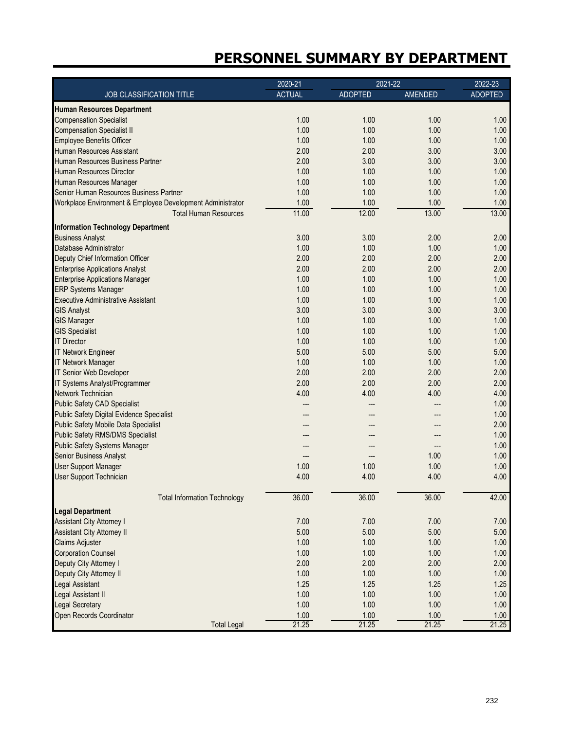# PERSONNEL SUMMARY BY DEPARTMENT

| JOB CLASSIFICATION TITLE | 2020-21 ACTUAL | 2021-22 ADOPTED | 2021-22 AMENDED | 2022-23 ADOPTED |
|---|---|---|---|---|
| **Human Resources Department** | | | | |
| Compensation Specialist | 1.00 | 1.00 | 1.00 | 1.00 |
| Compensation Specialist II | 1.00 | 1.00 | 1.00 | 1.00 |
| Employee Benefits Officer | 1.00 | 1.00 | 1.00 | 1.00 |
| Human Resources Assistant | 2.00 | 2.00 | 3.00 | 3.00 |
| Human Resources Business Partner | 2.00 | 3.00 | 3.00 | 3.00 |
| Human Resources Director | 1.00 | 1.00 | 1.00 | 1.00 |
| Human Resources Manager | 1.00 | 1.00 | 1.00 | 1.00 |
| Senior Human Resources Business Partner | 1.00 | 1.00 | 1.00 | 1.00 |
| Workplace Environment & Employee Development Administrator | 1.00 | 1.00 | 1.00 | 1.00 |
| Total Human Resources | 11.00 | 12.00 | 13.00 | 13.00 |
| **Information Technology Department** | | | | |
| Business Analyst | 3.00 | 3.00 | 2.00 | 2.00 |
| Database Administrator | 1.00 | 1.00 | 1.00 | 1.00 |
| Deputy Chief Information Officer | 2.00 | 2.00 | 2.00 | 2.00 |
| Enterprise Applications Analyst | 2.00 | 2.00 | 2.00 | 2.00 |
| Enterprise Applications Manager | 1.00 | 1.00 | 1.00 | 1.00 |
| ERP Systems Manager | 1.00 | 1.00 | 1.00 | 1.00 |
| Executive Administrative Assistant | 1.00 | 1.00 | 1.00 | 1.00 |
| GIS Analyst | 3.00 | 3.00 | 3.00 | 3.00 |
| GIS Manager | 1.00 | 1.00 | 1.00 | 1.00 |
| GIS Specialist | 1.00 | 1.00 | 1.00 | 1.00 |
| IT Director | 1.00 | 1.00 | 1.00 | 1.00 |
| IT Network Engineer | 5.00 | 5.00 | 5.00 | 5.00 |
| IT Network Manager | 1.00 | 1.00 | 1.00 | 1.00 |
| IT Senior Web Developer | 2.00 | 2.00 | 2.00 | 2.00 |
| IT Systems Analyst/Programmer | 2.00 | 2.00 | 2.00 | 2.00 |
| Network Technician | 4.00 | 4.00 | 4.00 | 4.00 |
| Public Safety CAD Specialist | --- | --- | --- | 1.00 |
| Public Safety Digital Evidence Specialist | --- | --- | --- | 1.00 |
| Public Safety Mobile Data Specialist | --- | --- | --- | 2.00 |
| Public Safety RMS/DMS Specialist | --- | --- | --- | 1.00 |
| Public Safety Systems Manager | --- | --- | --- | 1.00 |
| Senior Business Analyst | --- | --- | 1.00 | 1.00 |
| User Support Manager | 1.00 | 1.00 | 1.00 | 1.00 |
| User Support Technician | 4.00 | 4.00 | 4.00 | 4.00 |
| Total Information Technology | 36.00 | 36.00 | 36.00 | 42.00 |
| **Legal Department** | | | | |
| Assistant City Attorney I | 7.00 | 7.00 | 7.00 | 7.00 |
| Assistant City Attorney II | 5.00 | 5.00 | 5.00 | 5.00 |
| Claims Adjuster | 1.00 | 1.00 | 1.00 | 1.00 |
| Corporation Counsel | 1.00 | 1.00 | 1.00 | 1.00 |
| Deputy City Attorney I | 2.00 | 2.00 | 2.00 | 2.00 |
| Deputy City Attorney II | 1.00 | 1.00 | 1.00 | 1.00 |
| Legal Assistant | 1.25 | 1.25 | 1.25 | 1.25 |
| Legal Assistant II | 1.00 | 1.00 | 1.00 | 1.00 |
| Legal Secretary | 1.00 | 1.00 | 1.00 | 1.00 |
| Open Records Coordinator | 1.00 | 1.00 | 1.00 | 1.00 |
| Total Legal | 21.25 | 21.25 | 21.25 | 21.25 |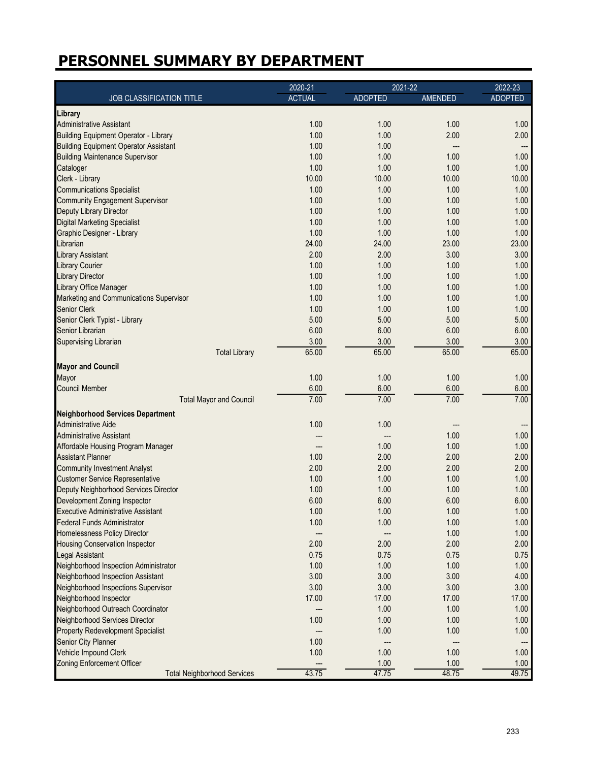# PERSONNEL SUMMARY BY DEPARTMENT

| JOB CLASSIFICATION TITLE | 2020-21 ACTUAL | 2021-22 ADOPTED | 2021-22 AMENDED | 2022-23 ADOPTED |
|---|---|---|---|---|
| **Library** | | | | |
| Administrative Assistant | 1.00 | 1.00 | 1.00 | 1.00 |
| Building Equipment Operator - Library | 1.00 | 1.00 | 2.00 | 2.00 |
| Building Equipment Operator Assistant | 1.00 | 1.00 | --- | --- |
| Building Maintenance Supervisor | 1.00 | 1.00 | 1.00 | 1.00 |
| Cataloger | 1.00 | 1.00 | 1.00 | 1.00 |
| Clerk - Library | 10.00 | 10.00 | 10.00 | 10.00 |
| Communications Specialist | 1.00 | 1.00 | 1.00 | 1.00 |
| Community Engagement Supervisor | 1.00 | 1.00 | 1.00 | 1.00 |
| Deputy Library Director | 1.00 | 1.00 | 1.00 | 1.00 |
| Digital Marketing Specialist | 1.00 | 1.00 | 1.00 | 1.00 |
| Graphic Designer - Library | 1.00 | 1.00 | 1.00 | 1.00 |
| Librarian | 24.00 | 24.00 | 23.00 | 23.00 |
| Library Assistant | 2.00 | 2.00 | 3.00 | 3.00 |
| Library Courier | 1.00 | 1.00 | 1.00 | 1.00 |
| Library Director | 1.00 | 1.00 | 1.00 | 1.00 |
| Library Office Manager | 1.00 | 1.00 | 1.00 | 1.00 |
| Marketing and Communications Supervisor | 1.00 | 1.00 | 1.00 | 1.00 |
| Senior Clerk | 1.00 | 1.00 | 1.00 | 1.00 |
| Senior Clerk Typist - Library | 5.00 | 5.00 | 5.00 | 5.00 |
| Senior Librarian | 6.00 | 6.00 | 6.00 | 6.00 |
| Supervising Librarian | 3.00 | 3.00 | 3.00 | 3.00 |
| Total Library | 65.00 | 65.00 | 65.00 | 65.00 |
| **Mayor and Council** | | | | |
| Mayor | 1.00 | 1.00 | 1.00 | 1.00 |
| Council Member | 6.00 | 6.00 | 6.00 | 6.00 |
| Total Mayor and Council | 7.00 | 7.00 | 7.00 | 7.00 |
| **Neighborhood Services Department** | | | | |
| Administrative Aide | 1.00 | 1.00 | --- | --- |
| Administrative Assistant | --- | --- | 1.00 | 1.00 |
| Affordable Housing Program Manager | --- | 1.00 | 1.00 | 1.00 |
| Assistant Planner | 1.00 | 2.00 | 2.00 | 2.00 |
| Community Investment Analyst | 2.00 | 2.00 | 2.00 | 2.00 |
| Customer Service Representative | 1.00 | 1.00 | 1.00 | 1.00 |
| Deputy Neighborhood Services Director | 1.00 | 1.00 | 1.00 | 1.00 |
| Development Zoning Inspector | 6.00 | 6.00 | 6.00 | 6.00 |
| Executive Administrative Assistant | 1.00 | 1.00 | 1.00 | 1.00 |
| Federal Funds Administrator | 1.00 | 1.00 | 1.00 | 1.00 |
| Homelessness Policy Director | --- | --- | 1.00 | 1.00 |
| Housing Conservation Inspector | 2.00 | 2.00 | 2.00 | 2.00 |
| Legal Assistant | 0.75 | 0.75 | 0.75 | 0.75 |
| Neighborhood Inspection Administrator | 1.00 | 1.00 | 1.00 | 1.00 |
| Neighborhood Inspection Assistant | 3.00 | 3.00 | 3.00 | 4.00 |
| Neighborhood Inspections Supervisor | 3.00 | 3.00 | 3.00 | 3.00 |
| Neighborhood Inspector | 17.00 | 17.00 | 17.00 | 17.00 |
| Neighborhood Outreach Coordinator | --- | 1.00 | 1.00 | 1.00 |
| Neighborhood Services Director | 1.00 | 1.00 | 1.00 | 1.00 |
| Property Redevelopment Specialist | --- | 1.00 | 1.00 | 1.00 |
| Senior City Planner | 1.00 | --- | --- | --- |
| Vehicle Impound Clerk | 1.00 | 1.00 | 1.00 | 1.00 |
| Zoning Enforcement Officer | --- | 1.00 | 1.00 | 1.00 |
| Total Neighborhood Services | 43.75 | 47.75 | 48.75 | 49.75 |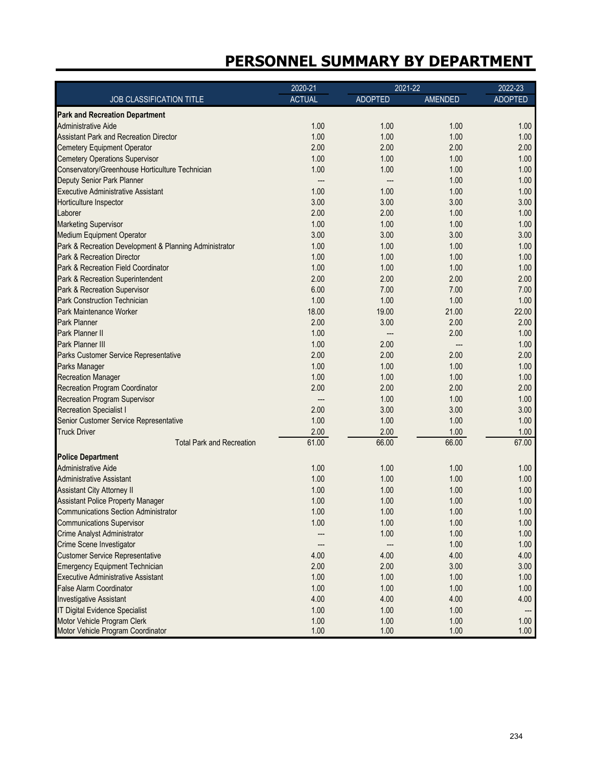# PERSONNEL SUMMARY BY DEPARTMENT

| JOB CLASSIFICATION TITLE | 2020-21 ACTUAL | 2021-22 ADOPTED | 2021-22 AMENDED | 2022-23 ADOPTED |
|---|---|---|---|---|
| **Park and Recreation Department** | | | | |
| Administrative Aide | 1.00 | 1.00 | 1.00 | 1.00 |
| Assistant Park and Recreation Director | 1.00 | 1.00 | 1.00 | 1.00 |
| Cemetery Equipment Operator | 2.00 | 2.00 | 2.00 | 2.00 |
| Cemetery Operations Supervisor | 1.00 | 1.00 | 1.00 | 1.00 |
| Conservatory/Greenhouse Horticulture Technician | 1.00 | 1.00 | 1.00 | 1.00 |
| Deputy Senior Park Planner | --- | --- | 1.00 | 1.00 |
| Executive Administrative Assistant | 1.00 | 1.00 | 1.00 | 1.00 |
| Horticulture Inspector | 3.00 | 3.00 | 3.00 | 3.00 |
| Laborer | 2.00 | 2.00 | 1.00 | 1.00 |
| Marketing Supervisor | 1.00 | 1.00 | 1.00 | 1.00 |
| Medium Equipment Operator | 3.00 | 3.00 | 3.00 | 3.00 |
| Park & Recreation Development & Planning Administrator | 1.00 | 1.00 | 1.00 | 1.00 |
| Park & Recreation Director | 1.00 | 1.00 | 1.00 | 1.00 |
| Park & Recreation Field Coordinator | 1.00 | 1.00 | 1.00 | 1.00 |
| Park & Recreation Superintendent | 2.00 | 2.00 | 2.00 | 2.00 |
| Park & Recreation Supervisor | 6.00 | 7.00 | 7.00 | 7.00 |
| Park Construction Technician | 1.00 | 1.00 | 1.00 | 1.00 |
| Park Maintenance Worker | 18.00 | 19.00 | 21.00 | 22.00 |
| Park Planner | 2.00 | 3.00 | 2.00 | 2.00 |
| Park Planner II | 1.00 | --- | 2.00 | 1.00 |
| Park Planner III | 1.00 | 2.00 | --- | 1.00 |
| Parks Customer Service Representative | 2.00 | 2.00 | 2.00 | 2.00 |
| Parks Manager | 1.00 | 1.00 | 1.00 | 1.00 |
| Recreation Manager | 1.00 | 1.00 | 1.00 | 1.00 |
| Recreation Program Coordinator | 2.00 | 2.00 | 2.00 | 2.00 |
| Recreation Program Supervisor | --- | 1.00 | 1.00 | 1.00 |
| Recreation Specialist I | 2.00 | 3.00 | 3.00 | 3.00 |
| Senior Customer Service Representative | 1.00 | 1.00 | 1.00 | 1.00 |
| Truck Driver | 2.00 | 2.00 | 1.00 | 1.00 |
| Total Park and Recreation | 61.00 | 66.00 | 66.00 | 67.00 |
| **Police Department** | | | | |
| Administrative Aide | 1.00 | 1.00 | 1.00 | 1.00 |
| Administrative Assistant | 1.00 | 1.00 | 1.00 | 1.00 |
| Assistant City Attorney II | 1.00 | 1.00 | 1.00 | 1.00 |
| Assistant Police Property Manager | 1.00 | 1.00 | 1.00 | 1.00 |
| Communications Section Administrator | 1.00 | 1.00 | 1.00 | 1.00 |
| Communications Supervisor | 1.00 | 1.00 | 1.00 | 1.00 |
| Crime Analyst Administrator | --- | 1.00 | 1.00 | 1.00 |
| Crime Scene Investigator | --- | --- | 1.00 | 1.00 |
| Customer Service Representative | 4.00 | 4.00 | 4.00 | 4.00 |
| Emergency Equipment Technician | 2.00 | 2.00 | 3.00 | 3.00 |
| Executive Administrative Assistant | 1.00 | 1.00 | 1.00 | 1.00 |
| False Alarm Coordinator | 1.00 | 1.00 | 1.00 | 1.00 |
| Investigative Assistant | 4.00 | 4.00 | 4.00 | 4.00 |
| IT Digital Evidence Specialist | 1.00 | 1.00 | 1.00 | --- |
| Motor Vehicle Program Clerk | 1.00 | 1.00 | 1.00 | 1.00 |
| Motor Vehicle Program Coordinator | 1.00 | 1.00 | 1.00 | 1.00 |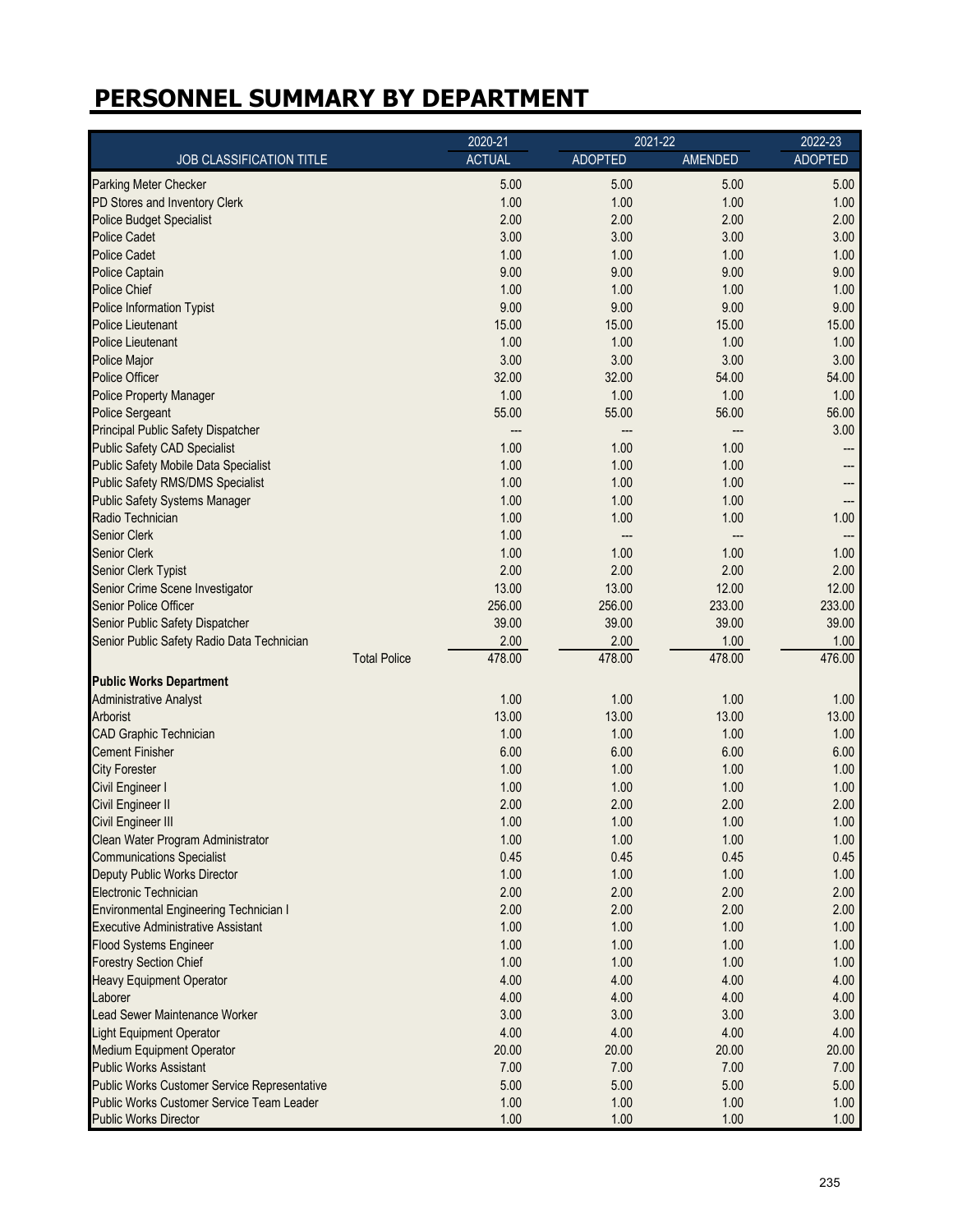# PERSONNEL SUMMARY BY DEPARTMENT

| JOB CLASSIFICATION TITLE | 2020-21 ACTUAL | 2021-22 ADOPTED | 2021-22 AMENDED | 2022-23 ADOPTED |
|---|---|---|---|---|
| Parking Meter Checker | 5.00 | 5.00 | 5.00 | 5.00 |
| PD Stores and Inventory Clerk | 1.00 | 1.00 | 1.00 | 1.00 |
| Police Budget Specialist | 2.00 | 2.00 | 2.00 | 2.00 |
| Police Cadet | 3.00 | 3.00 | 3.00 | 3.00 |
| Police Cadet | 1.00 | 1.00 | 1.00 | 1.00 |
| Police Captain | 9.00 | 9.00 | 9.00 | 9.00 |
| Police Chief | 1.00 | 1.00 | 1.00 | 1.00 |
| Police Information Typist | 9.00 | 9.00 | 9.00 | 9.00 |
| Police Lieutenant | 15.00 | 15.00 | 15.00 | 15.00 |
| Police Lieutenant | 1.00 | 1.00 | 1.00 | 1.00 |
| Police Major | 3.00 | 3.00 | 3.00 | 3.00 |
| Police Officer | 32.00 | 32.00 | 54.00 | 54.00 |
| Police Property Manager | 1.00 | 1.00 | 1.00 | 1.00 |
| Police Sergeant | 55.00 | 55.00 | 56.00 | 56.00 |
| Principal Public Safety Dispatcher | --- | --- | --- | 3.00 |
| Public Safety CAD Specialist | 1.00 | 1.00 | 1.00 | --- |
| Public Safety Mobile Data Specialist | 1.00 | 1.00 | 1.00 | --- |
| Public Safety RMS/DMS Specialist | 1.00 | 1.00 | 1.00 | --- |
| Public Safety Systems Manager | 1.00 | 1.00 | 1.00 | --- |
| Radio Technician | 1.00 | 1.00 | 1.00 | 1.00 |
| Senior Clerk | 1.00 | --- | --- | --- |
| Senior Clerk | 1.00 | 1.00 | 1.00 | 1.00 |
| Senior Clerk Typist | 2.00 | 2.00 | 2.00 | 2.00 |
| Senior Crime Scene Investigator | 13.00 | 13.00 | 12.00 | 12.00 |
| Senior Police Officer | 256.00 | 256.00 | 233.00 | 233.00 |
| Senior Public Safety Dispatcher | 39.00 | 39.00 | 39.00 | 39.00 |
| Senior Public Safety Radio Data Technician | 2.00 | 2.00 | 1.00 | 1.00 |
| Total Police | 478.00 | 478.00 | 478.00 | 476.00 |
| **Public Works Department** | | | | |
| Administrative Analyst | 1.00 | 1.00 | 1.00 | 1.00 |
| Arborist | 13.00 | 13.00 | 13.00 | 13.00 |
| CAD Graphic Technician | 1.00 | 1.00 | 1.00 | 1.00 |
| Cement Finisher | 6.00 | 6.00 | 6.00 | 6.00 |
| City Forester | 1.00 | 1.00 | 1.00 | 1.00 |
| Civil Engineer I | 1.00 | 1.00 | 1.00 | 1.00 |
| Civil Engineer II | 2.00 | 2.00 | 2.00 | 2.00 |
| Civil Engineer III | 1.00 | 1.00 | 1.00 | 1.00 |
| Clean Water Program Administrator | 1.00 | 1.00 | 1.00 | 1.00 |
| Communications Specialist | 0.45 | 0.45 | 0.45 | 0.45 |
| Deputy Public Works Director | 1.00 | 1.00 | 1.00 | 1.00 |
| Electronic Technician | 2.00 | 2.00 | 2.00 | 2.00 |
| Environmental Engineering Technician I | 2.00 | 2.00 | 2.00 | 2.00 |
| Executive Administrative Assistant | 1.00 | 1.00 | 1.00 | 1.00 |
| Flood Systems Engineer | 1.00 | 1.00 | 1.00 | 1.00 |
| Forestry Section Chief | 1.00 | 1.00 | 1.00 | 1.00 |
| Heavy Equipment Operator | 4.00 | 4.00 | 4.00 | 4.00 |
| Laborer | 4.00 | 4.00 | 4.00 | 4.00 |
| Lead Sewer Maintenance Worker | 3.00 | 3.00 | 3.00 | 3.00 |
| Light Equipment Operator | 4.00 | 4.00 | 4.00 | 4.00 |
| Medium Equipment Operator | 20.00 | 20.00 | 20.00 | 20.00 |
| Public Works Assistant | 7.00 | 7.00 | 7.00 | 7.00 |
| Public Works Customer Service Representative | 5.00 | 5.00 | 5.00 | 5.00 |
| Public Works Customer Service Team Leader | 1.00 | 1.00 | 1.00 | 1.00 |
| Public Works Director | 1.00 | 1.00 | 1.00 | 1.00 |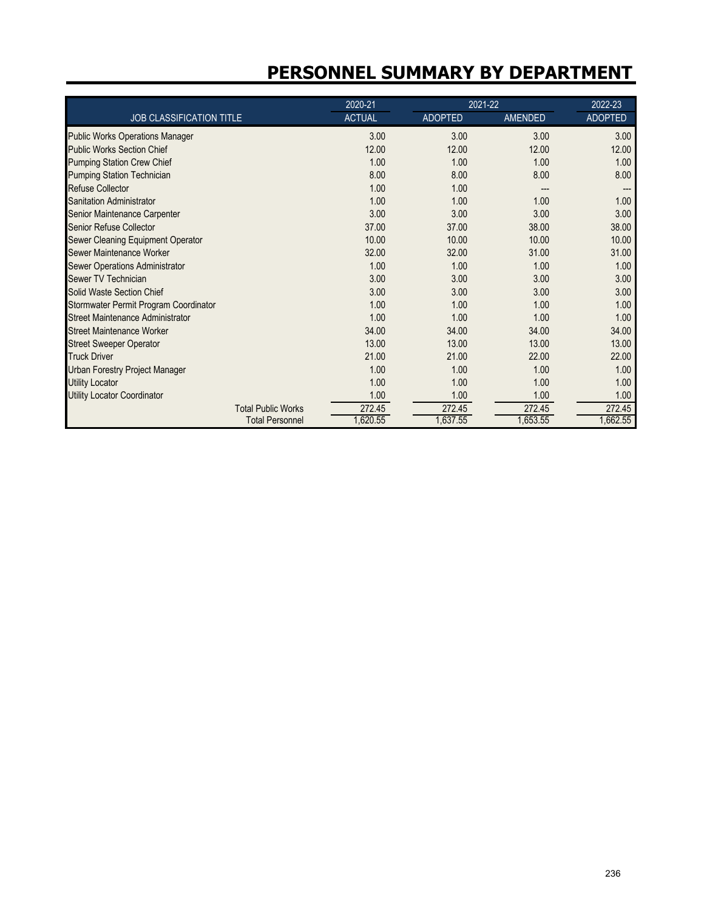# PERSONNEL SUMMARY BY DEPARTMENT

| JOB CLASSIFICATION TITLE | 2020-21 ACTUAL | 2021-22 ADOPTED | 2021-22 AMENDED | 2022-23 ADOPTED |
|---|---|---|---|---|
| Public Works Operations Manager | 3.00 | 3.00 | 3.00 | 3.00 |
| Public Works Section Chief | 12.00 | 12.00 | 12.00 | 12.00 |
| Pumping Station Crew Chief | 1.00 | 1.00 | 1.00 | 1.00 |
| Pumping Station Technician | 8.00 | 8.00 | 8.00 | 8.00 |
| Refuse Collector | 1.00 | 1.00 | --- | --- |
| Sanitation Administrator | 1.00 | 1.00 | 1.00 | 1.00 |
| Senior Maintenance Carpenter | 3.00 | 3.00 | 3.00 | 3.00 |
| Senior Refuse Collector | 37.00 | 37.00 | 38.00 | 38.00 |
| Sewer Cleaning Equipment Operator | 10.00 | 10.00 | 10.00 | 10.00 |
| Sewer Maintenance Worker | 32.00 | 32.00 | 31.00 | 31.00 |
| Sewer Operations Administrator | 1.00 | 1.00 | 1.00 | 1.00 |
| Sewer TV Technician | 3.00 | 3.00 | 3.00 | 3.00 |
| Solid Waste Section Chief | 3.00 | 3.00 | 3.00 | 3.00 |
| Stormwater Permit Program Coordinator | 1.00 | 1.00 | 1.00 | 1.00 |
| Street Maintenance Administrator | 1.00 | 1.00 | 1.00 | 1.00 |
| Street Maintenance Worker | 34.00 | 34.00 | 34.00 | 34.00 |
| Street Sweeper Operator | 13.00 | 13.00 | 13.00 | 13.00 |
| Truck Driver | 21.00 | 21.00 | 22.00 | 22.00 |
| Urban Forestry Project Manager | 1.00 | 1.00 | 1.00 | 1.00 |
| Utility Locator | 1.00 | 1.00 | 1.00 | 1.00 |
| Utility Locator Coordinator | 1.00 | 1.00 | 1.00 | 1.00 |
| Total Public Works | 272.45 | 272.45 | 272.45 | 272.45 |
| Total Personnel | 1,620.55 | 1,637.55 | 1,653.55 | 1,662.55 |